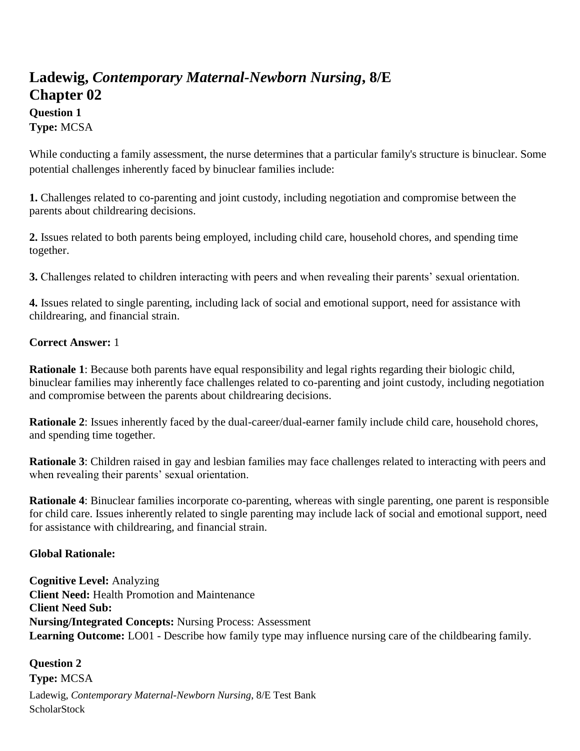# Ladewig, *Contemporary Maternal-Newborn Nursing*, 8/E
# Chapter 02

**Question 1**
**Type:** MCSA

While conducting a family assessment, the nurse determines that a particular family's structure is binuclear. Some potential challenges inherently faced by binuclear families include:

**1.** Challenges related to co-parenting and joint custody, including negotiation and compromise between the parents about childrearing decisions.

**2.** Issues related to both parents being employed, including child care, household chores, and spending time together.

**3.** Challenges related to children interacting with peers and when revealing their parents' sexual orientation.

**4.** Issues related to single parenting, including lack of social and emotional support, need for assistance with childrearing, and financial strain.

**Correct Answer:** 1

**Rationale 1**: Because both parents have equal responsibility and legal rights regarding their biologic child, binuclear families may inherently face challenges related to co-parenting and joint custody, including negotiation and compromise between the parents about childrearing decisions.

**Rationale 2**: Issues inherently faced by the dual-career/dual-earner family include child care, household chores, and spending time together.

**Rationale 3**: Children raised in gay and lesbian families may face challenges related to interacting with peers and when revealing their parents' sexual orientation.

**Rationale 4**: Binuclear families incorporate co-parenting, whereas with single parenting, one parent is responsible for child care. Issues inherently related to single parenting may include lack of social and emotional support, need for assistance with childrearing, and financial strain.

**Global Rationale:**

**Cognitive Level:** Analyzing
**Client Need:** Health Promotion and Maintenance
**Client Need Sub:**
**Nursing/Integrated Concepts:** Nursing Process: Assessment
**Learning Outcome:** LO01 - Describe how family type may influence nursing care of the childbearing family.

**Question 2**
**Type:** MCSA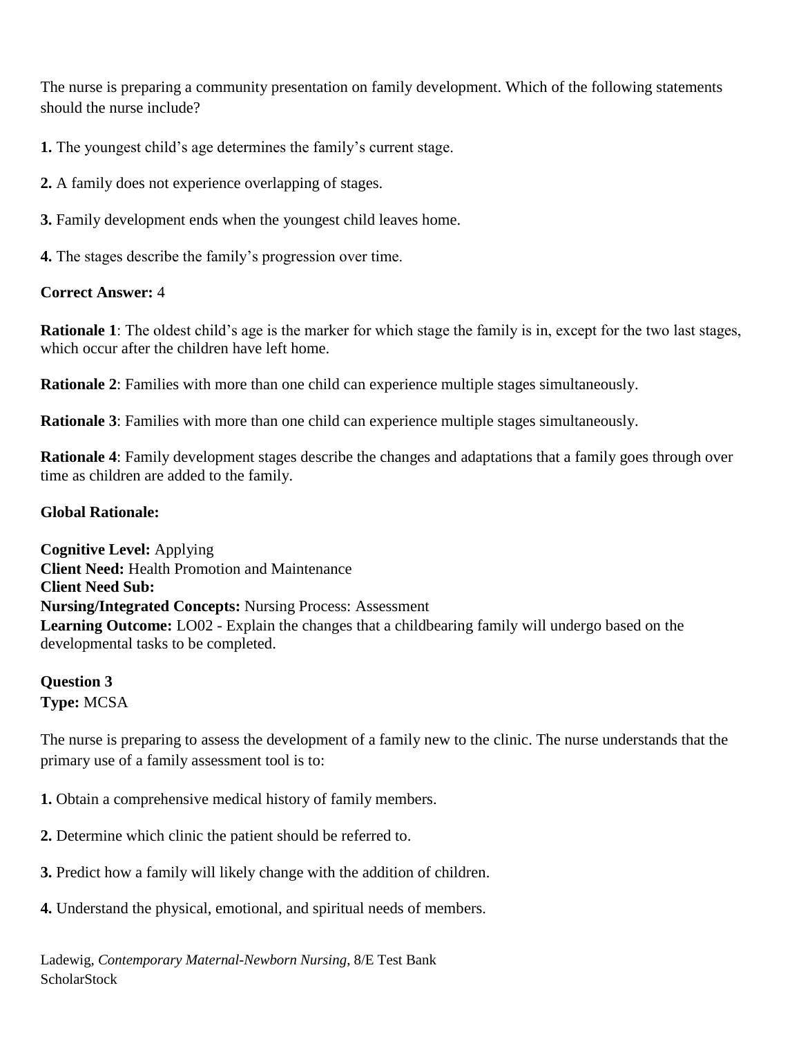The nurse is preparing a community presentation on family development. Which of the following statements should the nurse include?

**1.** The youngest child's age determines the family's current stage.

**2.** A family does not experience overlapping of stages.

**3.** Family development ends when the youngest child leaves home.

**4.** The stages describe the family's progression over time.

**Correct Answer:** 4

**Rationale 1**: The oldest child's age is the marker for which stage the family is in, except for the two last stages, which occur after the children have left home.

**Rationale 2**: Families with more than one child can experience multiple stages simultaneously.

**Rationale 3**: Families with more than one child can experience multiple stages simultaneously.

**Rationale 4**: Family development stages describe the changes and adaptations that a family goes through over time as children are added to the family.

**Global Rationale:**

**Cognitive Level:** Applying
**Client Need:** Health Promotion and Maintenance
**Client Need Sub:**
**Nursing/Integrated Concepts:** Nursing Process: Assessment
**Learning Outcome:** LO02 - Explain the changes that a childbearing family will undergo based on the developmental tasks to be completed.

**Question 3**
**Type:** MCSA

The nurse is preparing to assess the development of a family new to the clinic. The nurse understands that the primary use of a family assessment tool is to:

**1.** Obtain a comprehensive medical history of family members.

**2.** Determine which clinic the patient should be referred to.

**3.** Predict how a family will likely change with the addition of children.

**4.** Understand the physical, emotional, and spiritual needs of members.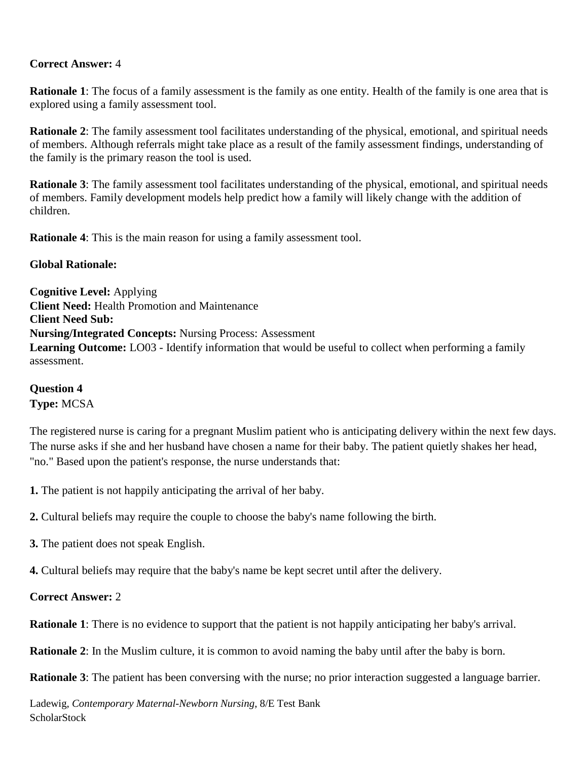**Correct Answer:** 4

**Rationale 1**: The focus of a family assessment is the family as one entity. Health of the family is one area that is explored using a family assessment tool.

**Rationale 2**: The family assessment tool facilitates understanding of the physical, emotional, and spiritual needs of members. Although referrals might take place as a result of the family assessment findings, understanding of the family is the primary reason the tool is used.

**Rationale 3**: The family assessment tool facilitates understanding of the physical, emotional, and spiritual needs of members. Family development models help predict how a family will likely change with the addition of children.

**Rationale 4**: This is the main reason for using a family assessment tool.

**Global Rationale:**

**Cognitive Level:** Applying
**Client Need:** Health Promotion and Maintenance
**Client Need Sub:**
**Nursing/Integrated Concepts:** Nursing Process: Assessment
**Learning Outcome:** LO03 - Identify information that would be useful to collect when performing a family assessment.

**Question 4**
**Type:** MCSA

The registered nurse is caring for a pregnant Muslim patient who is anticipating delivery within the next few days. The nurse asks if she and her husband have chosen a name for their baby. The patient quietly shakes her head, "no." Based upon the patient's response, the nurse understands that:

**1.** The patient is not happily anticipating the arrival of her baby.

**2.** Cultural beliefs may require the couple to choose the baby's name following the birth.

**3.** The patient does not speak English.

**4.** Cultural beliefs may require that the baby's name be kept secret until after the delivery.

**Correct Answer:** 2

**Rationale 1**: There is no evidence to support that the patient is not happily anticipating her baby's arrival.

**Rationale 2**: In the Muslim culture, it is common to avoid naming the baby until after the baby is born.

**Rationale 3**: The patient has been conversing with the nurse; no prior interaction suggested a language barrier.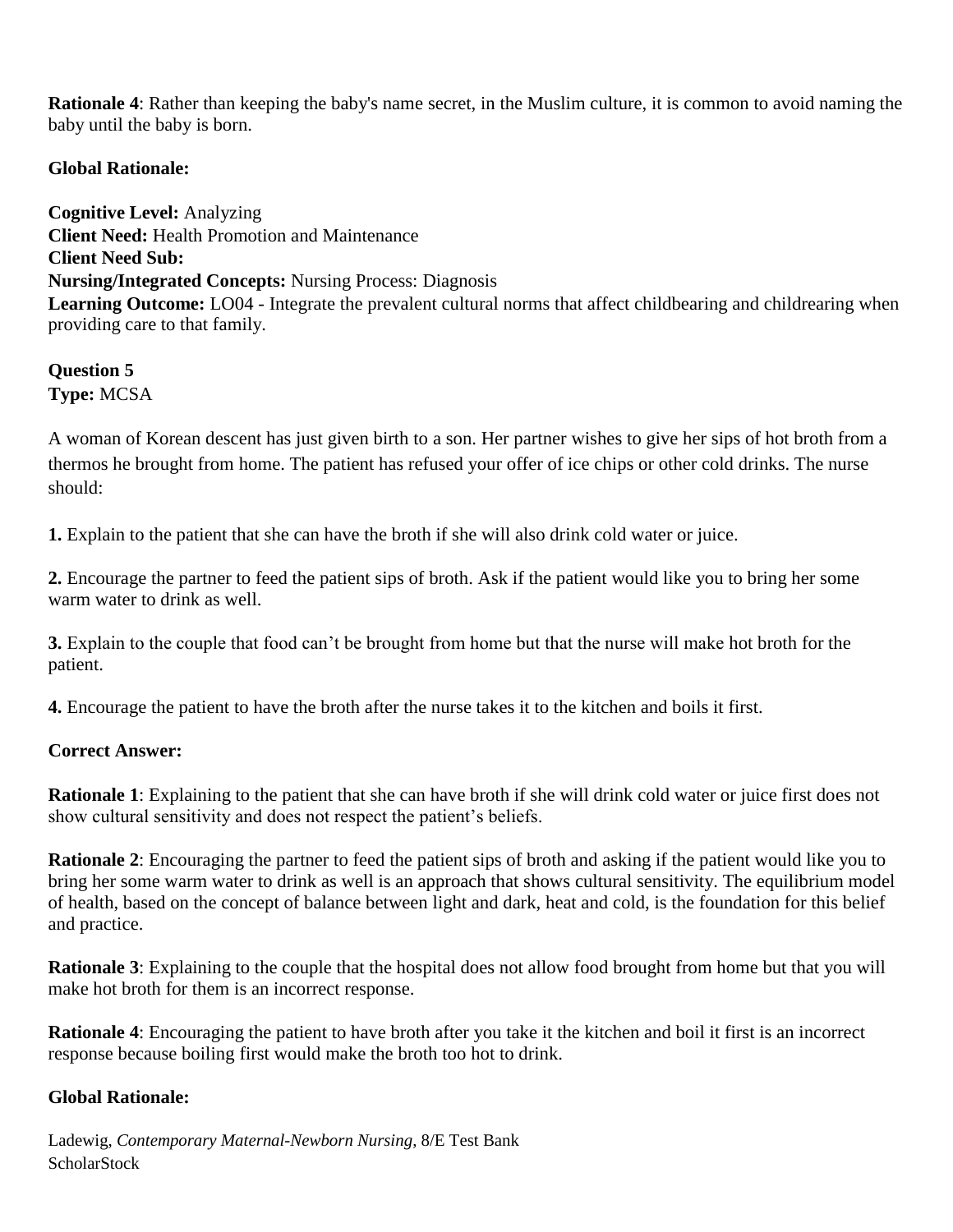**Rationale 4**: Rather than keeping the baby's name secret, in the Muslim culture, it is common to avoid naming the baby until the baby is born.

**Global Rationale:**

**Cognitive Level:** Analyzing
**Client Need:** Health Promotion and Maintenance
**Client Need Sub:**
**Nursing/Integrated Concepts:** Nursing Process: Diagnosis
**Learning Outcome:** LO04 - Integrate the prevalent cultural norms that affect childbearing and childrearing when providing care to that family.

**Question 5**
**Type:** MCSA

A woman of Korean descent has just given birth to a son. Her partner wishes to give her sips of hot broth from a thermos he brought from home. The patient has refused your offer of ice chips or other cold drinks. The nurse should:

**1.** Explain to the patient that she can have the broth if she will also drink cold water or juice.

**2.** Encourage the partner to feed the patient sips of broth. Ask if the patient would like you to bring her some warm water to drink as well.

**3.** Explain to the couple that food can't be brought from home but that the nurse will make hot broth for the patient.

**4.** Encourage the patient to have the broth after the nurse takes it to the kitchen and boils it first.

**Correct Answer:**

**Rationale 1**: Explaining to the patient that she can have broth if she will drink cold water or juice first does not show cultural sensitivity and does not respect the patient's beliefs.

**Rationale 2**: Encouraging the partner to feed the patient sips of broth and asking if the patient would like you to bring her some warm water to drink as well is an approach that shows cultural sensitivity. The equilibrium model of health, based on the concept of balance between light and dark, heat and cold, is the foundation for this belief and practice.

**Rationale 3**: Explaining to the couple that the hospital does not allow food brought from home but that you will make hot broth for them is an incorrect response.

**Rationale 4**: Encouraging the patient to have broth after you take it the kitchen and boil it first is an incorrect response because boiling first would make the broth too hot to drink.

**Global Rationale:**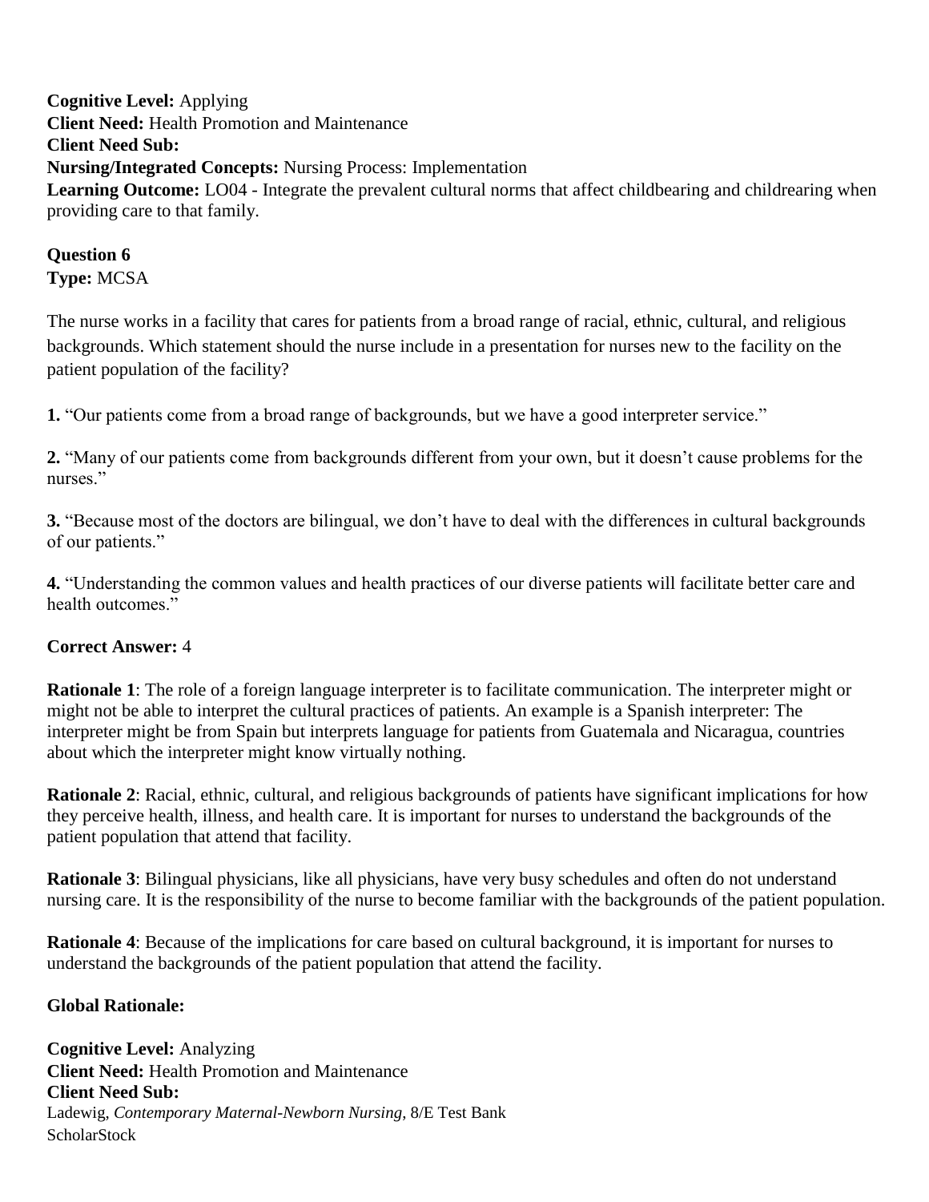**Cognitive Level:** Applying
**Client Need:** Health Promotion and Maintenance
**Client Need Sub:**
**Nursing/Integrated Concepts:** Nursing Process: Implementation
**Learning Outcome:** LO04 - Integrate the prevalent cultural norms that affect childbearing and childrearing when providing care to that family.

**Question 6**
**Type:** MCSA

The nurse works in a facility that cares for patients from a broad range of racial, ethnic, cultural, and religious backgrounds. Which statement should the nurse include in a presentation for nurses new to the facility on the patient population of the facility?

**1.** "Our patients come from a broad range of backgrounds, but we have a good interpreter service."

**2.** "Many of our patients come from backgrounds different from your own, but it doesn't cause problems for the nurses."

**3.** "Because most of the doctors are bilingual, we don't have to deal with the differences in cultural backgrounds of our patients."

**4.** "Understanding the common values and health practices of our diverse patients will facilitate better care and health outcomes."

**Correct Answer:** 4

**Rationale 1**: The role of a foreign language interpreter is to facilitate communication. The interpreter might or might not be able to interpret the cultural practices of patients. An example is a Spanish interpreter: The interpreter might be from Spain but interprets language for patients from Guatemala and Nicaragua, countries about which the interpreter might know virtually nothing.

**Rationale 2**: Racial, ethnic, cultural, and religious backgrounds of patients have significant implications for how they perceive health, illness, and health care. It is important for nurses to understand the backgrounds of the patient population that attend that facility.

**Rationale 3**: Bilingual physicians, like all physicians, have very busy schedules and often do not understand nursing care. It is the responsibility of the nurse to become familiar with the backgrounds of the patient population.

**Rationale 4**: Because of the implications for care based on cultural background, it is important for nurses to understand the backgrounds of the patient population that attend the facility.

**Global Rationale:**

**Cognitive Level:** Analyzing
**Client Need:** Health Promotion and Maintenance
**Client Need Sub:**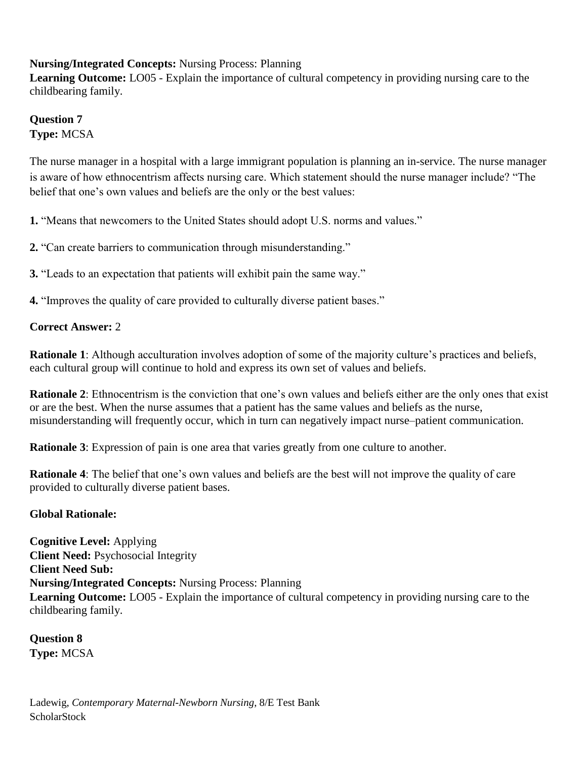**Nursing/Integrated Concepts:** Nursing Process: Planning
**Learning Outcome:** LO05 - Explain the importance of cultural competency in providing nursing care to the childbearing family.

**Question 7**
**Type:** MCSA

The nurse manager in a hospital with a large immigrant population is planning an in-service. The nurse manager is aware of how ethnocentrism affects nursing care. Which statement should the nurse manager include? “The belief that one’s own values and beliefs are the only or the best values:

**1.** “Means that newcomers to the United States should adopt U.S. norms and values.”

**2.** “Can create barriers to communication through misunderstanding.”

**3.** “Leads to an expectation that patients will exhibit pain the same way.”

**4.** “Improves the quality of care provided to culturally diverse patient bases.”

**Correct Answer:** 2

**Rationale 1**: Although acculturation involves adoption of some of the majority culture’s practices and beliefs, each cultural group will continue to hold and express its own set of values and beliefs.

**Rationale 2**: Ethnocentrism is the conviction that one’s own values and beliefs either are the only ones that exist or are the best. When the nurse assumes that a patient has the same values and beliefs as the nurse, misunderstanding will frequently occur, which in turn can negatively impact nurse–patient communication.

**Rationale 3**: Expression of pain is one area that varies greatly from one culture to another.

**Rationale 4**: The belief that one’s own values and beliefs are the best will not improve the quality of care provided to culturally diverse patient bases.

**Global Rationale:**

**Cognitive Level:** Applying
**Client Need:** Psychosocial Integrity
**Client Need Sub:**
**Nursing/Integrated Concepts:** Nursing Process: Planning
**Learning Outcome:** LO05 - Explain the importance of cultural competency in providing nursing care to the childbearing family.

**Question 8**
**Type:** MCSA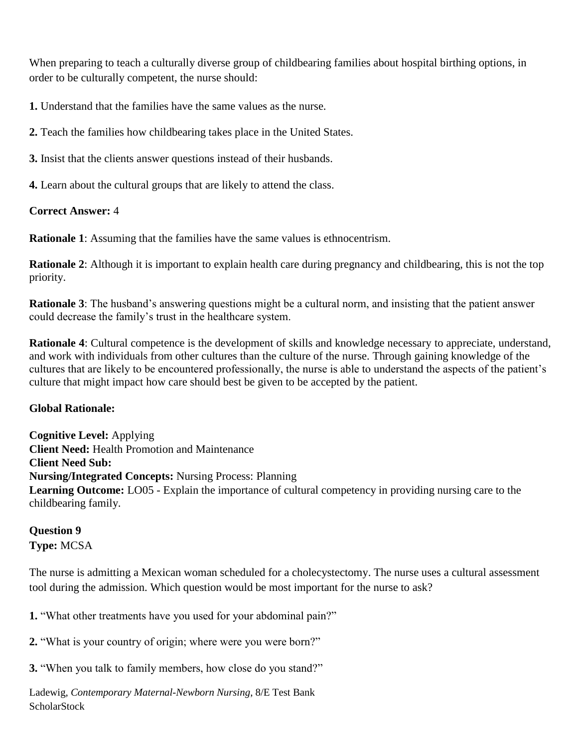When preparing to teach a culturally diverse group of childbearing families about hospital birthing options, in order to be culturally competent, the nurse should:

**1.** Understand that the families have the same values as the nurse.

**2.** Teach the families how childbearing takes place in the United States.

**3.** Insist that the clients answer questions instead of their husbands.

**4.** Learn about the cultural groups that are likely to attend the class.

**Correct Answer:** 4

**Rationale 1**: Assuming that the families have the same values is ethnocentrism.

**Rationale 2**: Although it is important to explain health care during pregnancy and childbearing, this is not the top priority.

**Rationale 3**: The husband's answering questions might be a cultural norm, and insisting that the patient answer could decrease the family's trust in the healthcare system.

**Rationale 4**: Cultural competence is the development of skills and knowledge necessary to appreciate, understand, and work with individuals from other cultures than the culture of the nurse. Through gaining knowledge of the cultures that are likely to be encountered professionally, the nurse is able to understand the aspects of the patient's culture that might impact how care should best be given to be accepted by the patient.

**Global Rationale:**

**Cognitive Level:** Applying
**Client Need:** Health Promotion and Maintenance
**Client Need Sub:**
**Nursing/Integrated Concepts:** Nursing Process: Planning
**Learning Outcome:** LO05 - Explain the importance of cultural competency in providing nursing care to the childbearing family.

**Question 9**
**Type:** MCSA

The nurse is admitting a Mexican woman scheduled for a cholecystectomy. The nurse uses a cultural assessment tool during the admission. Which question would be most important for the nurse to ask?

**1.** "What other treatments have you used for your abdominal pain?"

**2.** "What is your country of origin; where were you were born?"

**3.** "When you talk to family members, how close do you stand?"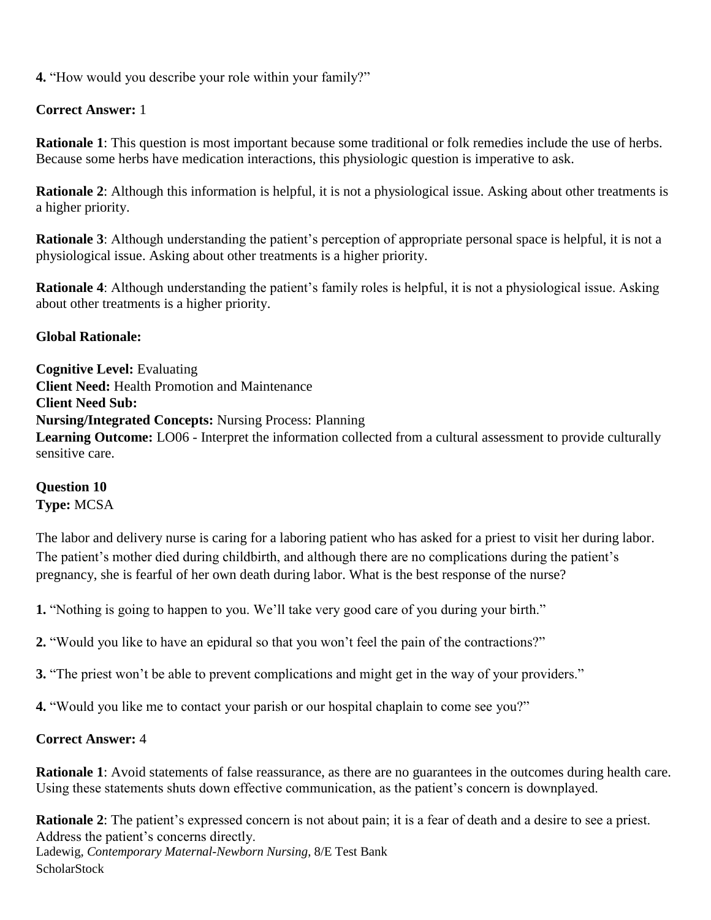**4.** "How would you describe your role within your family?"

**Correct Answer:** 1

**Rationale 1**: This question is most important because some traditional or folk remedies include the use of herbs. Because some herbs have medication interactions, this physiologic question is imperative to ask.

**Rationale 2**: Although this information is helpful, it is not a physiological issue. Asking about other treatments is a higher priority.

**Rationale 3**: Although understanding the patient's perception of appropriate personal space is helpful, it is not a physiological issue. Asking about other treatments is a higher priority.

**Rationale 4**: Although understanding the patient's family roles is helpful, it is not a physiological issue. Asking about other treatments is a higher priority.

**Global Rationale:**

**Cognitive Level:** Evaluating
**Client Need:** Health Promotion and Maintenance
**Client Need Sub:**
**Nursing/Integrated Concepts:** Nursing Process: Planning
**Learning Outcome:** LO06 - Interpret the information collected from a cultural assessment to provide culturally sensitive care.

**Question 10**
**Type:** MCSA

The labor and delivery nurse is caring for a laboring patient who has asked for a priest to visit her during labor. The patient's mother died during childbirth, and although there are no complications during the patient's pregnancy, she is fearful of her own death during labor. What is the best response of the nurse?

**1.** "Nothing is going to happen to you. We'll take very good care of you during your birth."

**2.** "Would you like to have an epidural so that you won't feel the pain of the contractions?"

**3.** "The priest won't be able to prevent complications and might get in the way of your providers."

**4.** "Would you like me to contact your parish or our hospital chaplain to come see you?"

**Correct Answer:** 4

**Rationale 1**: Avoid statements of false reassurance, as there are no guarantees in the outcomes during health care. Using these statements shuts down effective communication, as the patient's concern is downplayed.

**Rationale 2**: The patient's expressed concern is not about pain; it is a fear of death and a desire to see a priest. Address the patient's concerns directly.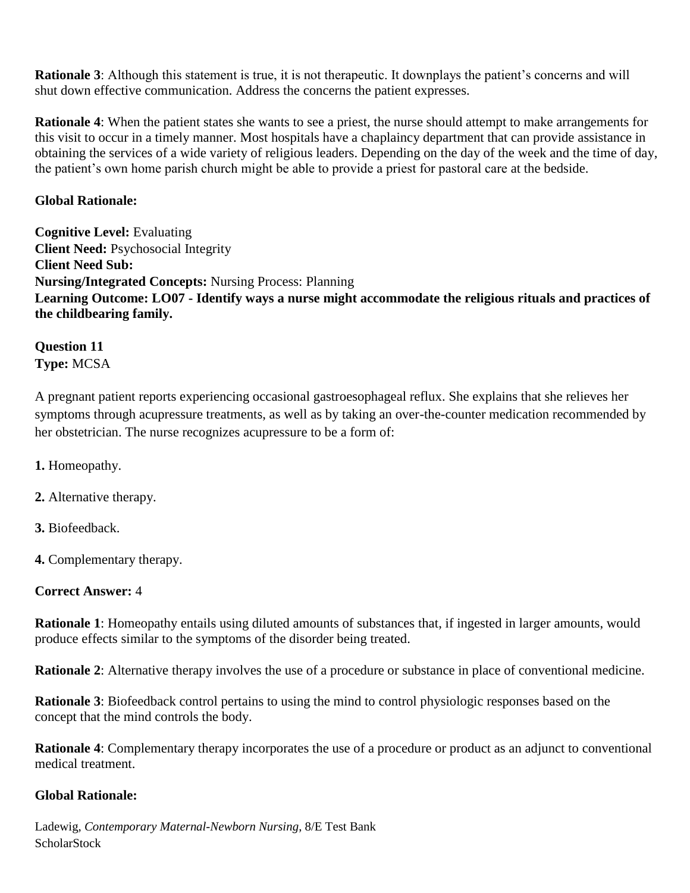**Rationale 3**: Although this statement is true, it is not therapeutic. It downplays the patient's concerns and will shut down effective communication. Address the concerns the patient expresses.

**Rationale 4**: When the patient states she wants to see a priest, the nurse should attempt to make arrangements for this visit to occur in a timely manner. Most hospitals have a chaplaincy department that can provide assistance in obtaining the services of a wide variety of religious leaders. Depending on the day of the week and the time of day, the patient's own home parish church might be able to provide a priest for pastoral care at the bedside.

**Global Rationale:**

**Cognitive Level:** Evaluating
**Client Need:** Psychosocial Integrity
**Client Need Sub:**
**Nursing/Integrated Concepts:** Nursing Process: Planning
**Learning Outcome: LO07 - Identify ways a nurse might accommodate the religious rituals and practices of the childbearing family.**

**Question 11**
**Type:** MCSA

A pregnant patient reports experiencing occasional gastroesophageal reflux. She explains that she relieves her symptoms through acupressure treatments, as well as by taking an over-the-counter medication recommended by her obstetrician. The nurse recognizes acupressure to be a form of:

**1.** Homeopathy.

**2.** Alternative therapy.

**3.** Biofeedback.

**4.** Complementary therapy.

**Correct Answer:** 4

**Rationale 1**: Homeopathy entails using diluted amounts of substances that, if ingested in larger amounts, would produce effects similar to the symptoms of the disorder being treated.

**Rationale 2**: Alternative therapy involves the use of a procedure or substance in place of conventional medicine.

**Rationale 3**: Biofeedback control pertains to using the mind to control physiologic responses based on the concept that the mind controls the body.

**Rationale 4**: Complementary therapy incorporates the use of a procedure or product as an adjunct to conventional medical treatment.

**Global Rationale:**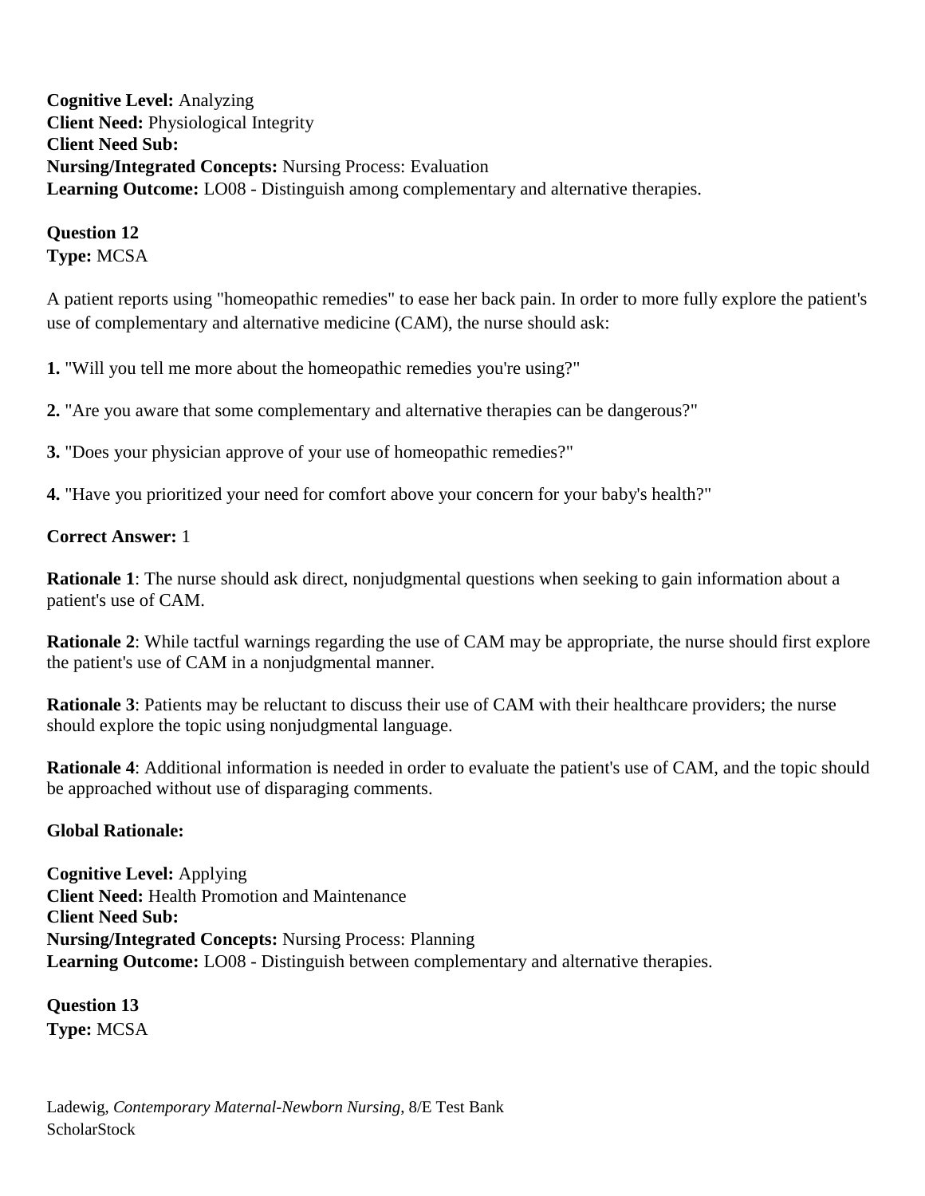**Cognitive Level:** Analyzing
**Client Need:** Physiological Integrity
**Client Need Sub:**
**Nursing/Integrated Concepts:** Nursing Process: Evaluation
**Learning Outcome:** LO08 - Distinguish among complementary and alternative therapies.

**Question 12**
**Type:** MCSA

A patient reports using "homeopathic remedies" to ease her back pain. In order to more fully explore the patient's use of complementary and alternative medicine (CAM), the nurse should ask:

**1.** "Will you tell me more about the homeopathic remedies you're using?"

**2.** "Are you aware that some complementary and alternative therapies can be dangerous?"

**3.** "Does your physician approve of your use of homeopathic remedies?"

**4.** "Have you prioritized your need for comfort above your concern for your baby's health?"

**Correct Answer:** 1

**Rationale 1**: The nurse should ask direct, nonjudgmental questions when seeking to gain information about a patient's use of CAM.

**Rationale 2**: While tactful warnings regarding the use of CAM may be appropriate, the nurse should first explore the patient's use of CAM in a nonjudgmental manner.

**Rationale 3**: Patients may be reluctant to discuss their use of CAM with their healthcare providers; the nurse should explore the topic using nonjudgmental language.

**Rationale 4**: Additional information is needed in order to evaluate the patient's use of CAM, and the topic should be approached without use of disparaging comments.

**Global Rationale:**

**Cognitive Level:** Applying
**Client Need:** Health Promotion and Maintenance
**Client Need Sub:**
**Nursing/Integrated Concepts:** Nursing Process: Planning
**Learning Outcome:** LO08 - Distinguish between complementary and alternative therapies.

**Question 13**
**Type:** MCSA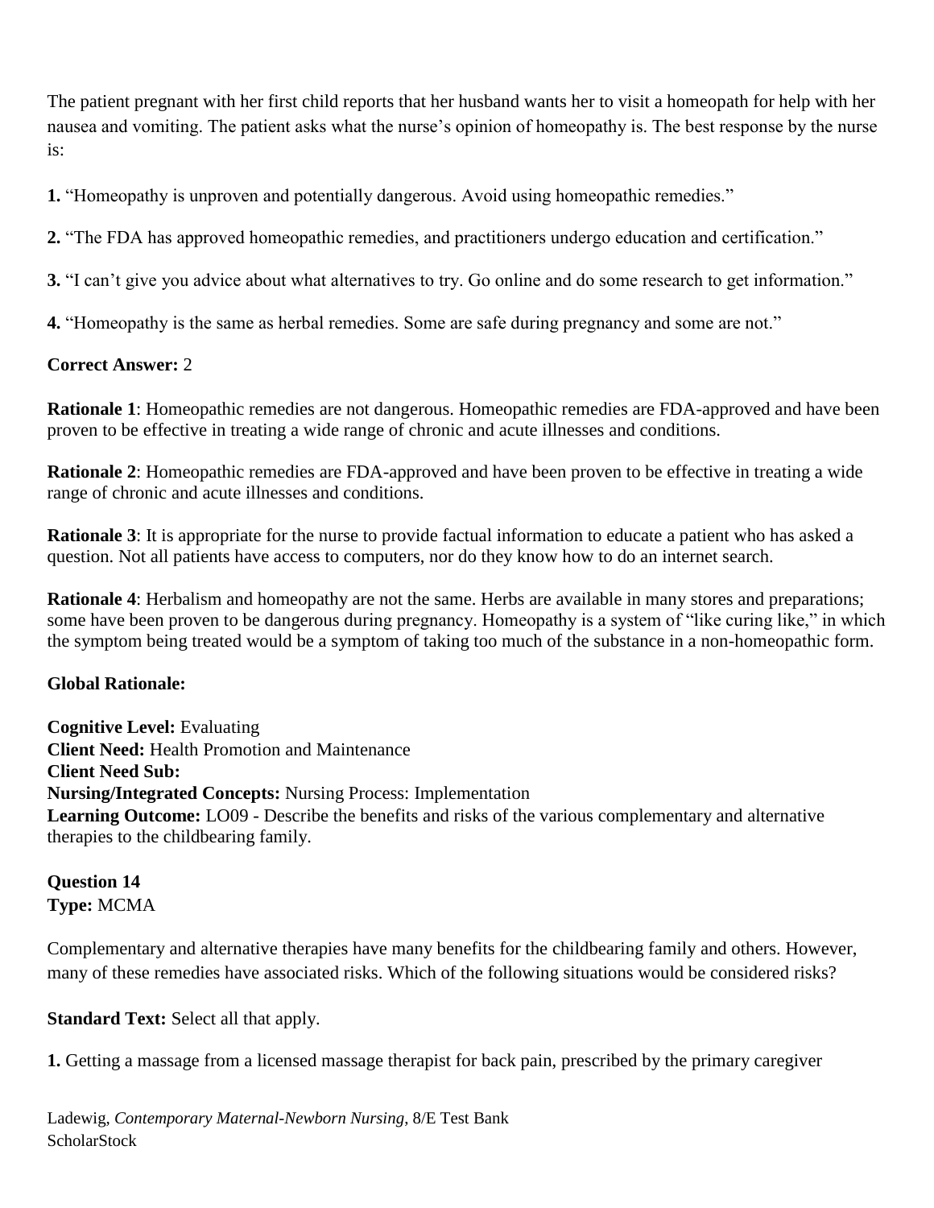The patient pregnant with her first child reports that her husband wants her to visit a homeopath for help with her nausea and vomiting. The patient asks what the nurse's opinion of homeopathy is. The best response by the nurse is:

**1.** "Homeopathy is unproven and potentially dangerous. Avoid using homeopathic remedies."

**2.** "The FDA has approved homeopathic remedies, and practitioners undergo education and certification."

**3.** "I can't give you advice about what alternatives to try. Go online and do some research to get information."

**4.** "Homeopathy is the same as herbal remedies. Some are safe during pregnancy and some are not."

**Correct Answer:** 2

**Rationale 1**: Homeopathic remedies are not dangerous. Homeopathic remedies are FDA-approved and have been proven to be effective in treating a wide range of chronic and acute illnesses and conditions.

**Rationale 2**: Homeopathic remedies are FDA-approved and have been proven to be effective in treating a wide range of chronic and acute illnesses and conditions.

**Rationale 3**: It is appropriate for the nurse to provide factual information to educate a patient who has asked a question. Not all patients have access to computers, nor do they know how to do an internet search.

**Rationale 4**: Herbalism and homeopathy are not the same. Herbs are available in many stores and preparations; some have been proven to be dangerous during pregnancy. Homeopathy is a system of "like curing like," in which the symptom being treated would be a symptom of taking too much of the substance in a non-homeopathic form.

**Global Rationale:**

**Cognitive Level:** Evaluating
**Client Need:** Health Promotion and Maintenance
**Client Need Sub:**
**Nursing/Integrated Concepts:** Nursing Process: Implementation
**Learning Outcome:** LO09 - Describe the benefits and risks of the various complementary and alternative therapies to the childbearing family.

**Question 14**
**Type:** MCMA

Complementary and alternative therapies have many benefits for the childbearing family and others. However, many of these remedies have associated risks. Which of the following situations would be considered risks?

**Standard Text:** Select all that apply.

**1.** Getting a massage from a licensed massage therapist for back pain, prescribed by the primary caregiver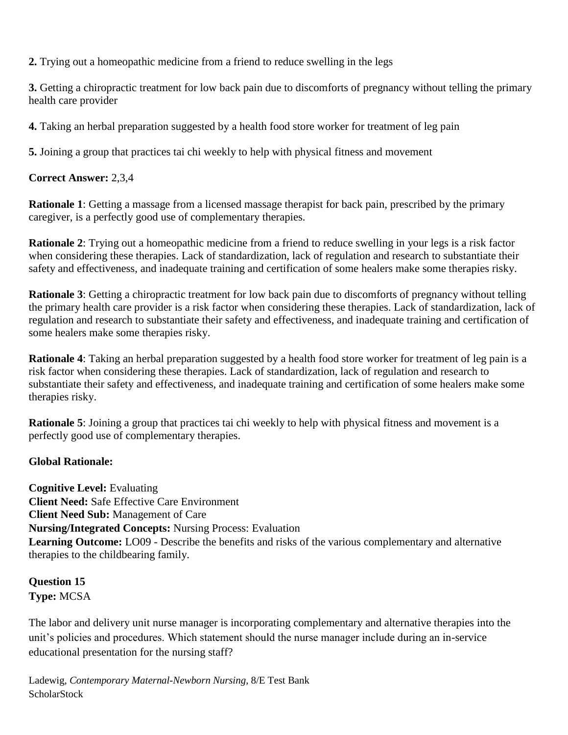**2.** Trying out a homeopathic medicine from a friend to reduce swelling in the legs

**3.** Getting a chiropractic treatment for low back pain due to discomforts of pregnancy without telling the primary health care provider

**4.** Taking an herbal preparation suggested by a health food store worker for treatment of leg pain

**5.** Joining a group that practices tai chi weekly to help with physical fitness and movement

**Correct Answer:** 2,3,4

**Rationale 1**: Getting a massage from a licensed massage therapist for back pain, prescribed by the primary caregiver, is a perfectly good use of complementary therapies.

**Rationale 2**: Trying out a homeopathic medicine from a friend to reduce swelling in your legs is a risk factor when considering these therapies. Lack of standardization, lack of regulation and research to substantiate their safety and effectiveness, and inadequate training and certification of some healers make some therapies risky.

**Rationale 3**: Getting a chiropractic treatment for low back pain due to discomforts of pregnancy without telling the primary health care provider is a risk factor when considering these therapies. Lack of standardization, lack of regulation and research to substantiate their safety and effectiveness, and inadequate training and certification of some healers make some therapies risky.

**Rationale 4**: Taking an herbal preparation suggested by a health food store worker for treatment of leg pain is a risk factor when considering these therapies. Lack of standardization, lack of regulation and research to substantiate their safety and effectiveness, and inadequate training and certification of some healers make some therapies risky.

**Rationale 5**: Joining a group that practices tai chi weekly to help with physical fitness and movement is a perfectly good use of complementary therapies.

**Global Rationale:**

**Cognitive Level:** Evaluating
**Client Need:** Safe Effective Care Environment
**Client Need Sub:** Management of Care
**Nursing/Integrated Concepts:** Nursing Process: Evaluation
**Learning Outcome:** LO09 - Describe the benefits and risks of the various complementary and alternative therapies to the childbearing family.

**Question 15**
**Type:** MCSA

The labor and delivery unit nurse manager is incorporating complementary and alternative therapies into the unit's policies and procedures. Which statement should the nurse manager include during an in-service educational presentation for the nursing staff?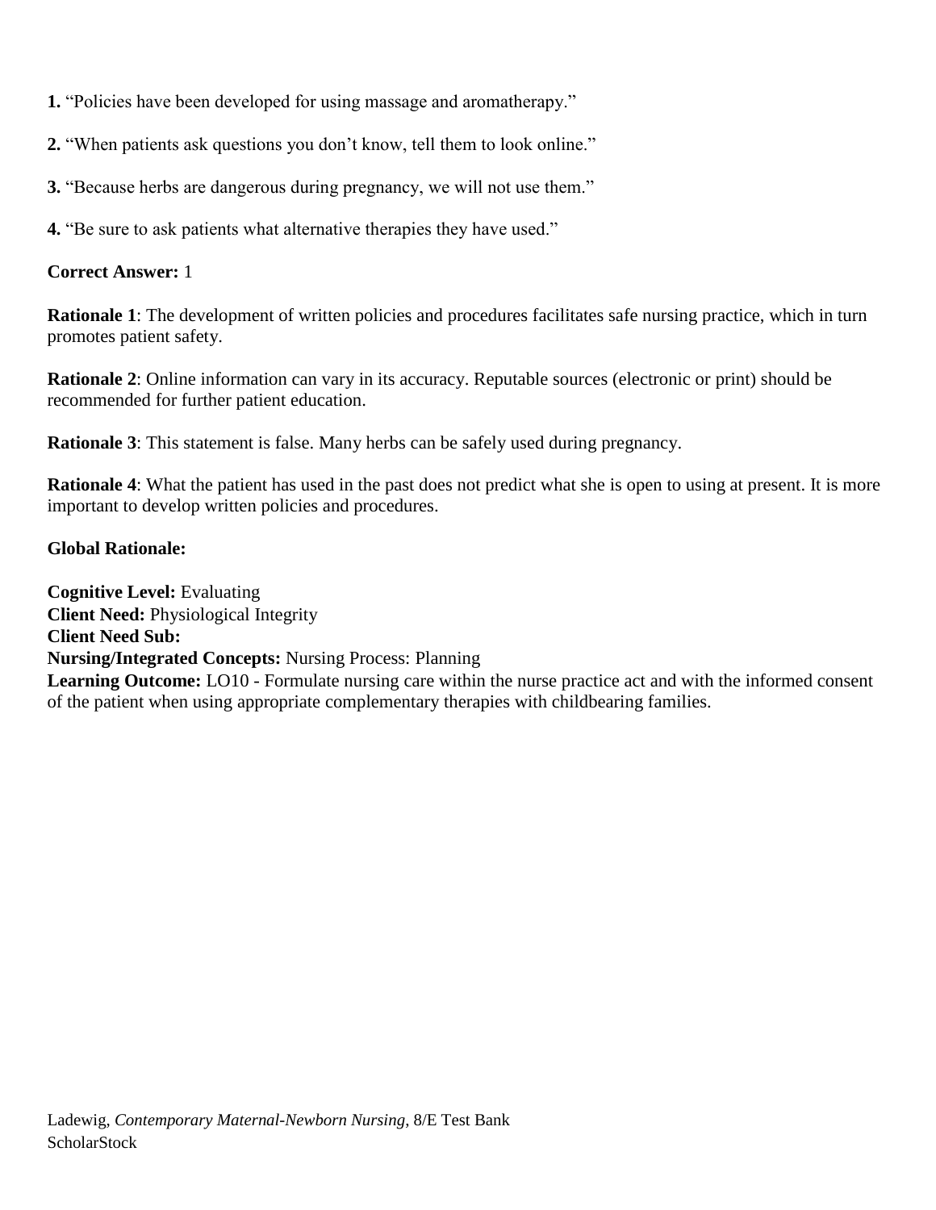**1.** “Policies have been developed for using massage and aromatherapy.”

**2.** “When patients ask questions you don’t know, tell them to look online.”

**3.** “Because herbs are dangerous during pregnancy, we will not use them.”

**4.** “Be sure to ask patients what alternative therapies they have used.”

**Correct Answer:** 1

**Rationale 1**: The development of written policies and procedures facilitates safe nursing practice, which in turn promotes patient safety.

**Rationale 2**: Online information can vary in its accuracy. Reputable sources (electronic or print) should be recommended for further patient education.

**Rationale 3**: This statement is false. Many herbs can be safely used during pregnancy.

**Rationale 4**: What the patient has used in the past does not predict what she is open to using at present. It is more important to develop written policies and procedures.

**Global Rationale:**

**Cognitive Level:** Evaluating
**Client Need:** Physiological Integrity
**Client Need Sub:**
**Nursing/Integrated Concepts:** Nursing Process: Planning
**Learning Outcome:** LO10 - Formulate nursing care within the nurse practice act and with the informed consent of the patient when using appropriate complementary therapies with childbearing families.